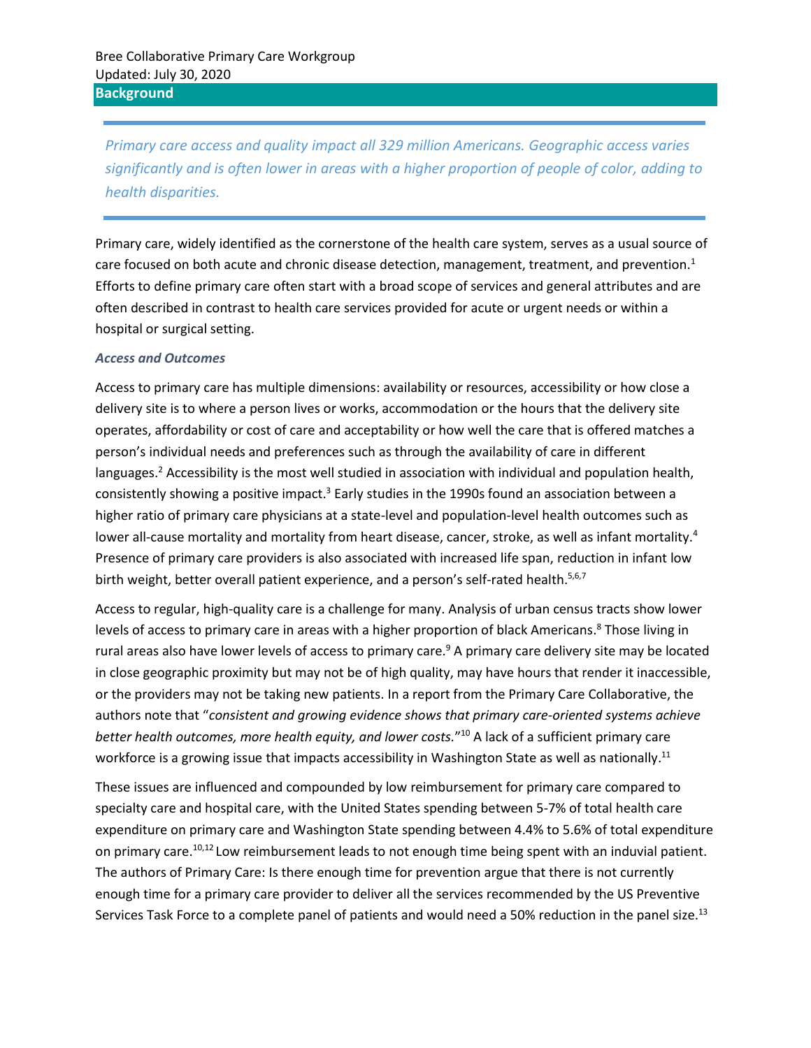Bree Collaborative Primary Care Workgroup
Updated: July 30, 2020

## Background

*Primary care access and quality impact all 329 million Americans. Geographic access varies significantly and is often lower in areas with a higher proportion of people of color, adding to health disparities.*

Primary care, widely identified as the cornerstone of the health care system, serves as a usual source of care focused on both acute and chronic disease detection, management, treatment, and prevention.[1] Efforts to define primary care often start with a broad scope of services and general attributes and are often described in contrast to health care services provided for acute or urgent needs or within a hospital or surgical setting.

### *Access and Outcomes*

Access to primary care has multiple dimensions: availability or resources, accessibility or how close a delivery site is to where a person lives or works, accommodation or the hours that the delivery site operates, affordability or cost of care and acceptability or how well the care that is offered matches a person's individual needs and preferences such as through the availability of care in different languages.[2] Accessibility is the most well studied in association with individual and population health, consistently showing a positive impact.[3] Early studies in the 1990s found an association between a higher ratio of primary care physicians at a state-level and population-level health outcomes such as lower all-cause mortality and mortality from heart disease, cancer, stroke, as well as infant mortality.[4] Presence of primary care providers is also associated with increased life span, reduction in infant low birth weight, better overall patient experience, and a person's self-rated health.[5,6,7]

Access to regular, high-quality care is a challenge for many. Analysis of urban census tracts show lower levels of access to primary care in areas with a higher proportion of black Americans.[8] Those living in rural areas also have lower levels of access to primary care.[9] A primary care delivery site may be located in close geographic proximity but may not be of high quality, may have hours that render it inaccessible, or the providers may not be taking new patients. In a report from the Primary Care Collaborative, the authors note that "*consistent and growing evidence shows that primary care-oriented systems achieve better health outcomes, more health equity, and lower costs.*"[10] A lack of a sufficient primary care workforce is a growing issue that impacts accessibility in Washington State as well as nationally.[11]

These issues are influenced and compounded by low reimbursement for primary care compared to specialty care and hospital care, with the United States spending between 5-7% of total health care expenditure on primary care and Washington State spending between 4.4% to 5.6% of total expenditure on primary care.[10,12] Low reimbursement leads to not enough time being spent with an induvial patient. The authors of Primary Care: Is there enough time for prevention argue that there is not currently enough time for a primary care provider to deliver all the services recommended by the US Preventive Services Task Force to a complete panel of patients and would need a 50% reduction in the panel size.[13]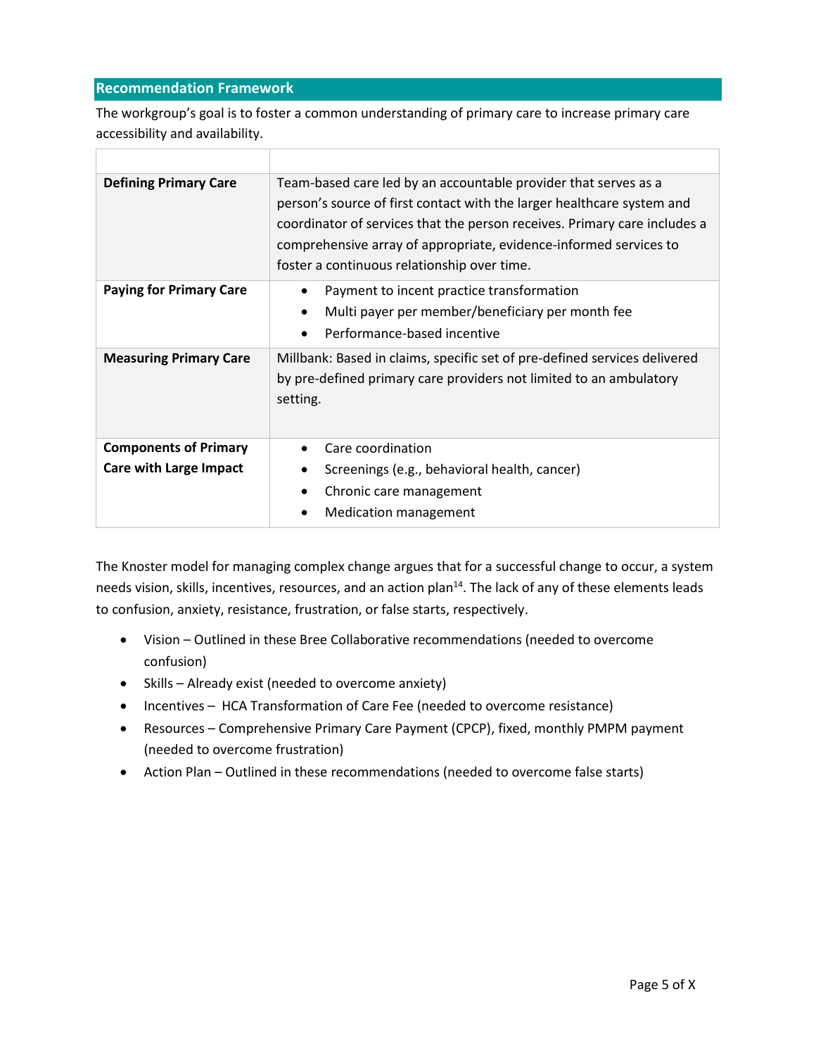## Recommendation Framework

The workgroup's goal is to foster a common understanding of primary care to increase primary care accessibility and availability.

| | |
|---|---|
| **Defining Primary Care** | Team-based care led by an accountable provider that serves as a person's source of first contact with the larger healthcare system and coordinator of services that the person receives. Primary care includes a comprehensive array of appropriate, evidence-informed services to foster a continuous relationship over time. |
| **Paying for Primary Care** | • Payment to incent practice transformation<br>• Multi payer per member/beneficiary per month fee<br>• Performance-based incentive |
| **Measuring Primary Care** | Millbank: Based in claims, specific set of pre-defined services delivered by pre-defined primary care providers not limited to an ambulatory setting. |
| **Components of Primary Care with Large Impact** | • Care coordination<br>• Screenings (e.g., behavioral health, cancer)<br>• Chronic care management<br>• Medication management |

The Knoster model for managing complex change argues that for a successful change to occur, a system needs vision, skills, incentives, resources, and an action plan[14]. The lack of any of these elements leads to confusion, anxiety, resistance, frustration, or false starts, respectively.

- Vision – Outlined in these Bree Collaborative recommendations (needed to overcome confusion)
- Skills – Already exist (needed to overcome anxiety)
- Incentives – HCA Transformation of Care Fee (needed to overcome resistance)
- Resources – Comprehensive Primary Care Payment (CPCP), fixed, monthly PMPM payment (needed to overcome frustration)
- Action Plan – Outlined in these recommendations (needed to overcome false starts)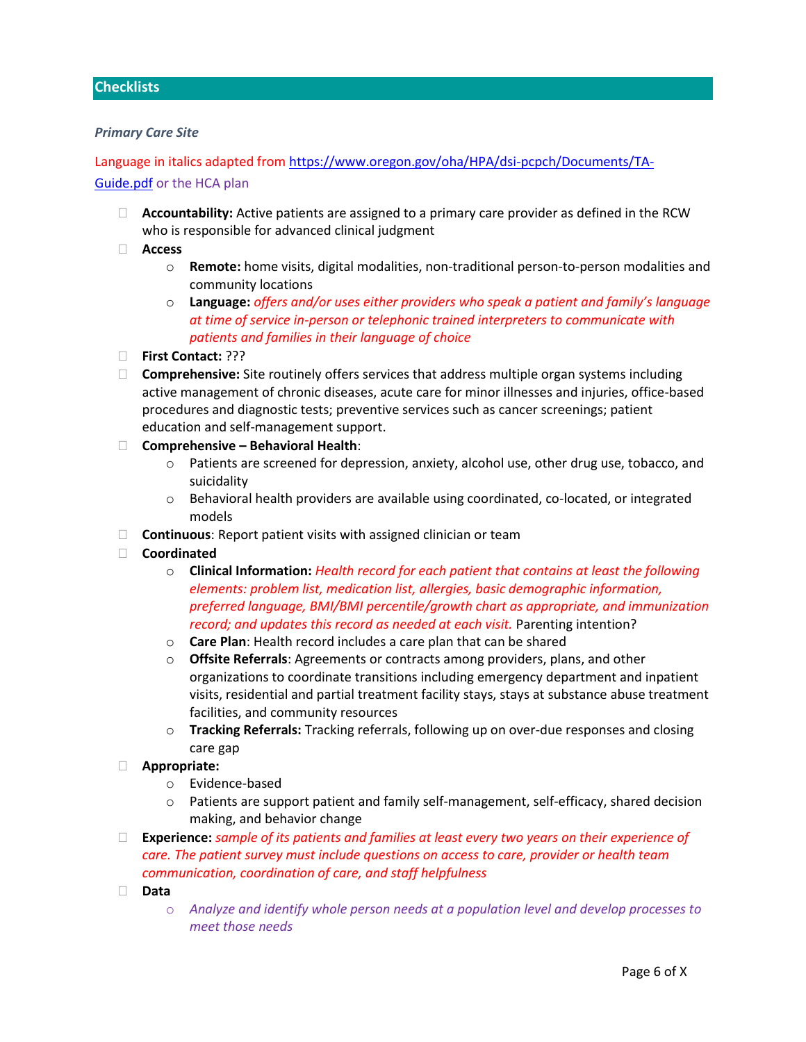## Checklists

### *Primary Care Site*

Language in italics adapted from [https://www.oregon.gov/oha/HPA/dsi-pcpch/Documents/TA-Guide.pdf](https://www.oregon.gov/oha/HPA/dsi-pcpch/Documents/TA-Guide.pdf) or the HCA plan

- ☐ **Accountability:** Active patients are assigned to a primary care provider as defined in the RCW who is responsible for advanced clinical judgment
- ☐ **Access**
  - **Remote:** home visits, digital modalities, non-traditional person-to-person modalities and community locations
  - **Language:** *offers and/or uses either providers who speak a patient and family's language at time of service in-person or telephonic trained interpreters to communicate with patients and families in their language of choice*
- ☐ **First Contact:** ???
- ☐ **Comprehensive:** Site routinely offers services that address multiple organ systems including active management of chronic diseases, acute care for minor illnesses and injuries, office-based procedures and diagnostic tests; preventive services such as cancer screenings; patient education and self-management support.
- ☐ **Comprehensive – Behavioral Health**:
  - Patients are screened for depression, anxiety, alcohol use, other drug use, tobacco, and suicidality
  - Behavioral health providers are available using coordinated, co-located, or integrated models
- ☐ **Continuous**: Report patient visits with assigned clinician or team
- ☐ **Coordinated**
  - **Clinical Information:** *Health record for each patient that contains at least the following elements: problem list, medication list, allergies, basic demographic information, preferred language, BMI/BMI percentile/growth chart as appropriate, and immunization record; and updates this record as needed at each visit.* Parenting intention?
  - **Care Plan**: Health record includes a care plan that can be shared
  - **Offsite Referrals**: Agreements or contracts among providers, plans, and other organizations to coordinate transitions including emergency department and inpatient visits, residential and partial treatment facility stays, stays at substance abuse treatment facilities, and community resources
  - **Tracking Referrals:** Tracking referrals, following up on over-due responses and closing care gap
- ☐ **Appropriate:**
  - Evidence-based
  - Patients are support patient and family self-management, self-efficacy, shared decision making, and behavior change
- ☐ **Experience:** *sample of its patients and families at least every two years on their experience of care. The patient survey must include questions on access to care, provider or health team communication, coordination of care, and staff helpfulness*
- ☐ **Data**
  - *Analyze and identify whole person needs at a population level and develop processes to meet those needs*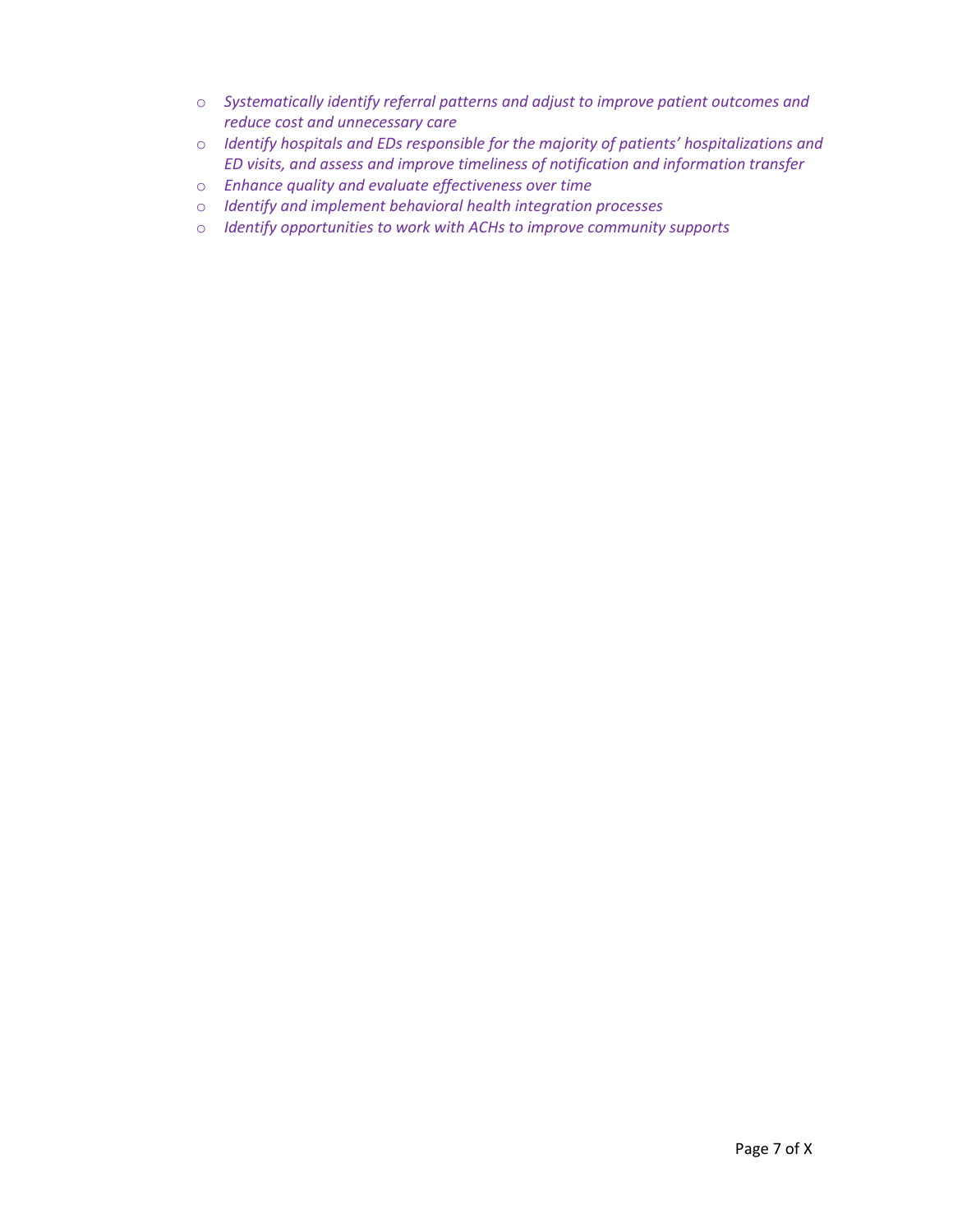- *Systematically identify referral patterns and adjust to improve patient outcomes and reduce cost and unnecessary care*
- *Identify hospitals and EDs responsible for the majority of patients' hospitalizations and ED visits, and assess and improve timeliness of notification and information transfer*
- *Enhance quality and evaluate effectiveness over time*
- *Identify and implement behavioral health integration processes*
- *Identify opportunities to work with ACHs to improve community supports*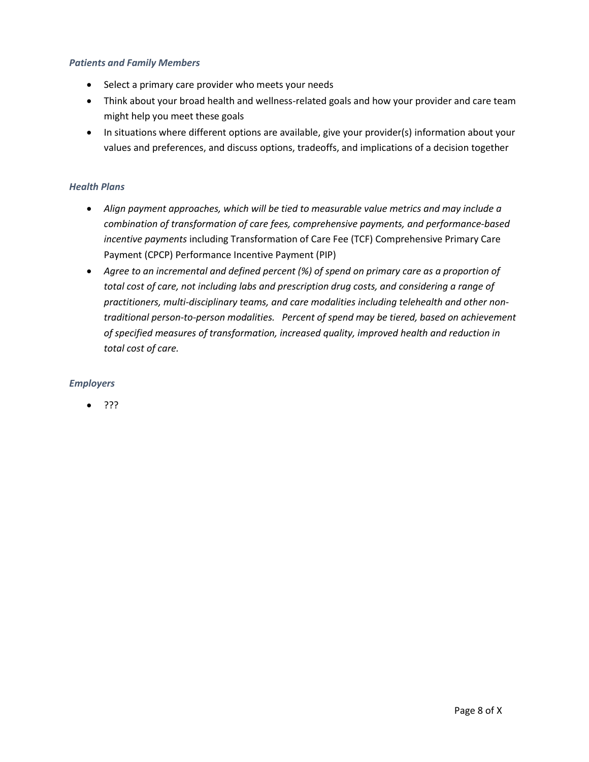### *Patients and Family Members*

- Select a primary care provider who meets your needs
- Think about your broad health and wellness-related goals and how your provider and care team might help you meet these goals
- In situations where different options are available, give your provider(s) information about your values and preferences, and discuss options, tradeoffs, and implications of a decision together

### *Health Plans*

- *Align payment approaches, which will be tied to measurable value metrics and may include a combination of transformation of care fees, comprehensive payments, and performance-based incentive payments* including Transformation of Care Fee (TCF) Comprehensive Primary Care Payment (CPCP) Performance Incentive Payment (PIP)
- *Agree to an incremental and defined percent (%) of spend on primary care as a proportion of total cost of care, not including labs and prescription drug costs, and considering a range of practitioners, multi-disciplinary teams, and care modalities including telehealth and other non-traditional person-to-person modalities. Percent of spend may be tiered, based on achievement of specified measures of transformation, increased quality, improved health and reduction in total cost of care.*

### *Employers*

- ???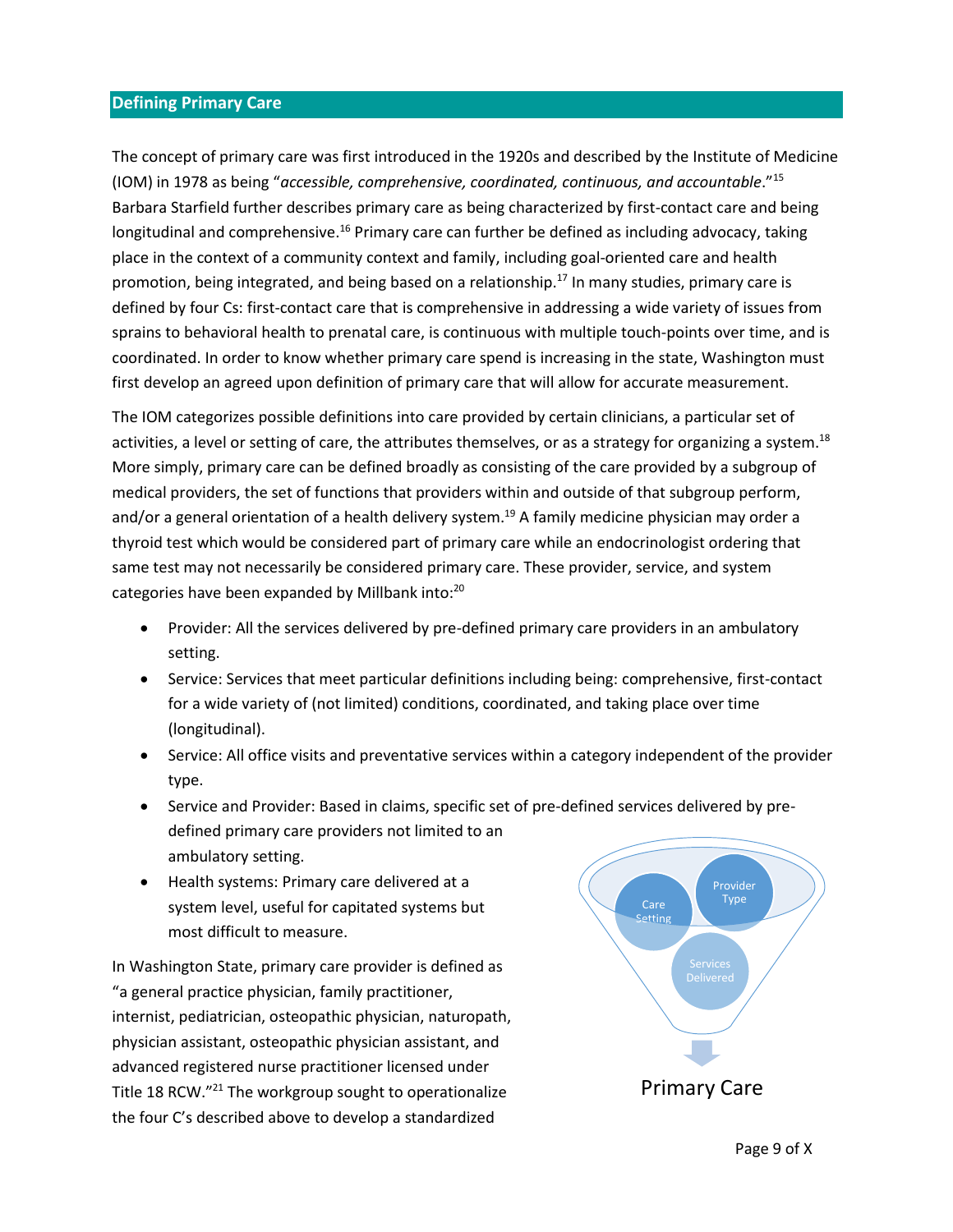## Defining Primary Care

The concept of primary care was first introduced in the 1920s and described by the Institute of Medicine (IOM) in 1978 as being "*accessible, comprehensive, coordinated, continuous, and accountable*."[15] Barbara Starfield further describes primary care as being characterized by first-contact care and being longitudinal and comprehensive.[16] Primary care can further be defined as including advocacy, taking place in the context of a community context and family, including goal-oriented care and health promotion, being integrated, and being based on a relationship.[17] In many studies, primary care is defined by four Cs: first-contact care that is comprehensive in addressing a wide variety of issues from sprains to behavioral health to prenatal care, is continuous with multiple touch-points over time, and is coordinated. In order to know whether primary care spend is increasing in the state, Washington must first develop an agreed upon definition of primary care that will allow for accurate measurement.

The IOM categorizes possible definitions into care provided by certain clinicians, a particular set of activities, a level or setting of care, the attributes themselves, or as a strategy for organizing a system.[18] More simply, primary care can be defined broadly as consisting of the care provided by a subgroup of medical providers, the set of functions that providers within and outside of that subgroup perform, and/or a general orientation of a health delivery system.[19] A family medicine physician may order a thyroid test which would be considered part of primary care while an endocrinologist ordering that same test may not necessarily be considered primary care. These provider, service, and system categories have been expanded by Millbank into:[20]

- Provider: All the services delivered by pre-defined primary care providers in an ambulatory setting.
- Service: Services that meet particular definitions including being: comprehensive, first-contact for a wide variety of (not limited) conditions, coordinated, and taking place over time (longitudinal).
- Service: All office visits and preventative services within a category independent of the provider type.
- Service and Provider: Based in claims, specific set of pre-defined services delivered by pre-defined primary care providers not limited to an ambulatory setting.
- Health systems: Primary care delivered at a system level, useful for capitated systems but most difficult to measure.

Care Setting | Provider Type | Services Delivered → Primary Care

In Washington State, primary care provider is defined as "a general practice physician, family practitioner, internist, pediatrician, osteopathic physician, naturopath, physician assistant, osteopathic physician assistant, and advanced registered nurse practitioner licensed under Title 18 RCW."[21] The workgroup sought to operationalize the four C's described above to develop a standardized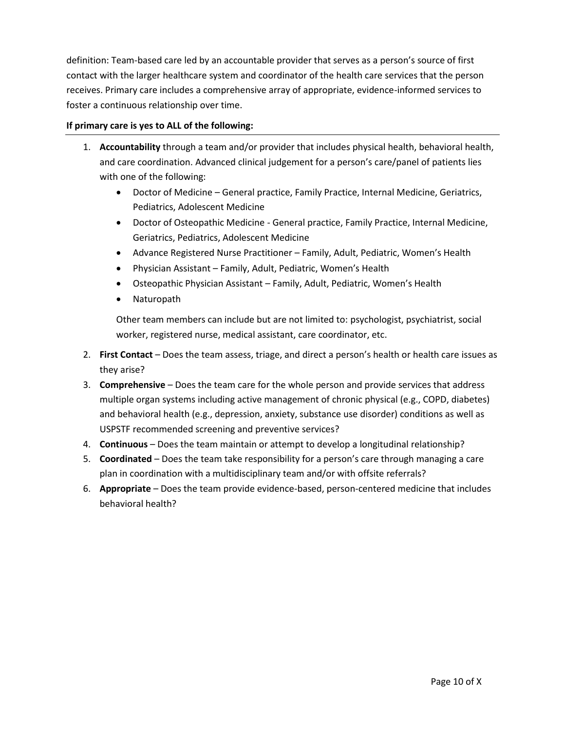definition: Team-based care led by an accountable provider that serves as a person's source of first contact with the larger healthcare system and coordinator of the health care services that the person receives. Primary care includes a comprehensive array of appropriate, evidence-informed services to foster a continuous relationship over time.

**If primary care is yes to ALL of the following:**

1. **Accountability** through a team and/or provider that includes physical health, behavioral health, and care coordination. Advanced clinical judgement for a person's care/panel of patients lies with one of the following:
   - Doctor of Medicine – General practice, Family Practice, Internal Medicine, Geriatrics, Pediatrics, Adolescent Medicine
   - Doctor of Osteopathic Medicine - General practice, Family Practice, Internal Medicine, Geriatrics, Pediatrics, Adolescent Medicine
   - Advance Registered Nurse Practitioner – Family, Adult, Pediatric, Women's Health
   - Physician Assistant – Family, Adult, Pediatric, Women's Health
   - Osteopathic Physician Assistant – Family, Adult, Pediatric, Women's Health
   - Naturopath

   Other team members can include but are not limited to: psychologist, psychiatrist, social worker, registered nurse, medical assistant, care coordinator, etc.
2. **First Contact** – Does the team assess, triage, and direct a person's health or health care issues as they arise?
3. **Comprehensive** – Does the team care for the whole person and provide services that address multiple organ systems including active management of chronic physical (e.g., COPD, diabetes) and behavioral health (e.g., depression, anxiety, substance use disorder) conditions as well as USPSTF recommended screening and preventive services?
4. **Continuous** – Does the team maintain or attempt to develop a longitudinal relationship?
5. **Coordinated** – Does the team take responsibility for a person's care through managing a care plan in coordination with a multidisciplinary team and/or with offsite referrals?
6. **Appropriate** – Does the team provide evidence-based, person-centered medicine that includes behavioral health?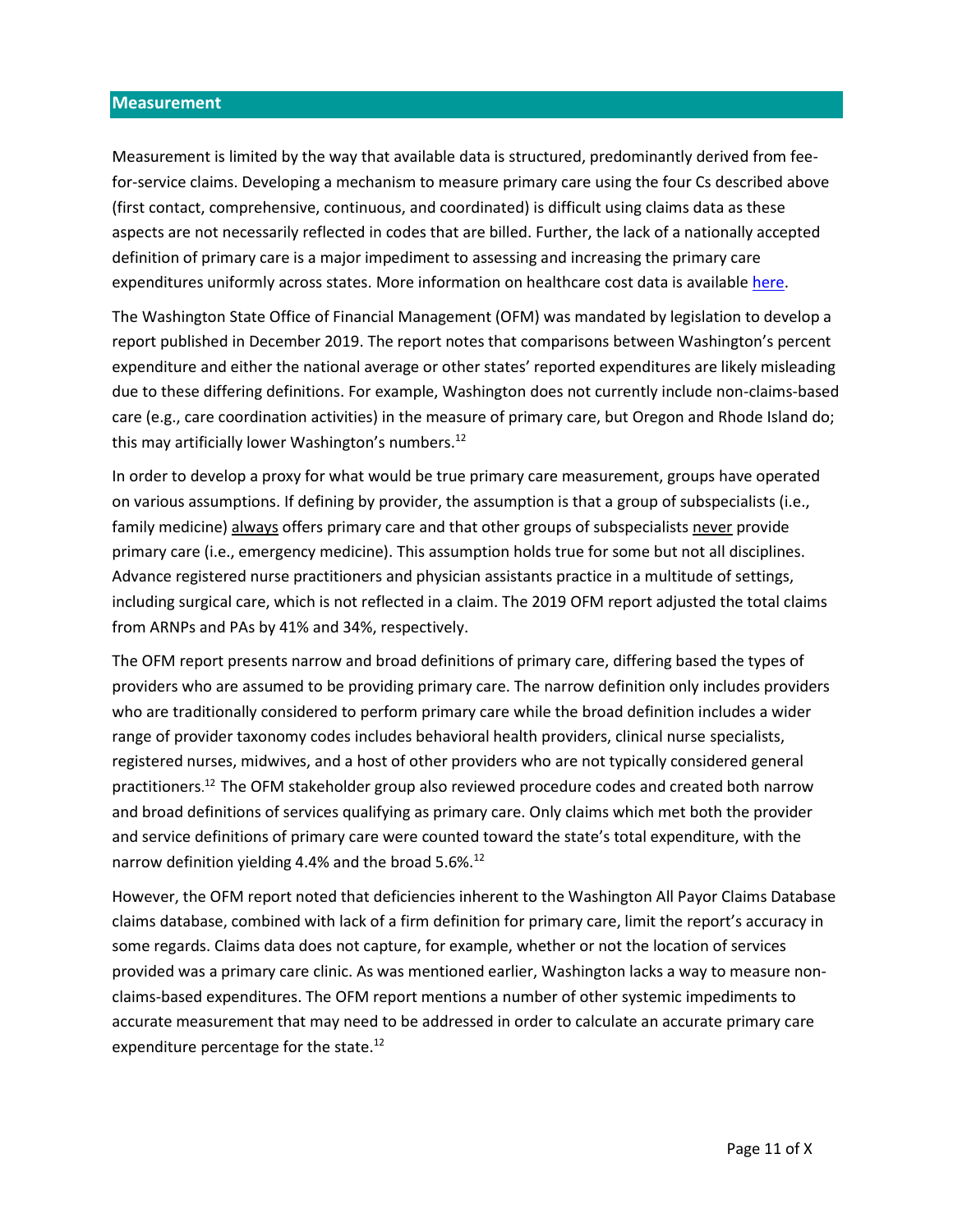## Measurement

Measurement is limited by the way that available data is structured, predominantly derived from fee-for-service claims. Developing a mechanism to measure primary care using the four Cs described above (first contact, comprehensive, continuous, and coordinated) is difficult using claims data as these aspects are not necessarily reflected in codes that are billed. Further, the lack of a nationally accepted definition of primary care is a major impediment to assessing and increasing the primary care expenditures uniformly across states. More information on healthcare cost data is available here.

The Washington State Office of Financial Management (OFM) was mandated by legislation to develop a report published in December 2019. The report notes that comparisons between Washington's percent expenditure and either the national average or other states' reported expenditures are likely misleading due to these differing definitions. For example, Washington does not currently include non-claims-based care (e.g., care coordination activities) in the measure of primary care, but Oregon and Rhode Island do; this may artificially lower Washington's numbers.[12]

In order to develop a proxy for what would be true primary care measurement, groups have operated on various assumptions. If defining by provider, the assumption is that a group of subspecialists (i.e., family medicine) always offers primary care and that other groups of subspecialists never provide primary care (i.e., emergency medicine). This assumption holds true for some but not all disciplines. Advance registered nurse practitioners and physician assistants practice in a multitude of settings, including surgical care, which is not reflected in a claim. The 2019 OFM report adjusted the total claims from ARNPs and PAs by 41% and 34%, respectively.

The OFM report presents narrow and broad definitions of primary care, differing based the types of providers who are assumed to be providing primary care. The narrow definition only includes providers who are traditionally considered to perform primary care while the broad definition includes a wider range of provider taxonomy codes includes behavioral health providers, clinical nurse specialists, registered nurses, midwives, and a host of other providers who are not typically considered general practitioners.[12] The OFM stakeholder group also reviewed procedure codes and created both narrow and broad definitions of services qualifying as primary care. Only claims which met both the provider and service definitions of primary care were counted toward the state's total expenditure, with the narrow definition yielding 4.4% and the broad 5.6%.[12]

However, the OFM report noted that deficiencies inherent to the Washington All Payor Claims Database claims database, combined with lack of a firm definition for primary care, limit the report's accuracy in some regards. Claims data does not capture, for example, whether or not the location of services provided was a primary care clinic. As was mentioned earlier, Washington lacks a way to measure non-claims-based expenditures. The OFM report mentions a number of other systemic impediments to accurate measurement that may need to be addressed in order to calculate an accurate primary care expenditure percentage for the state.[12]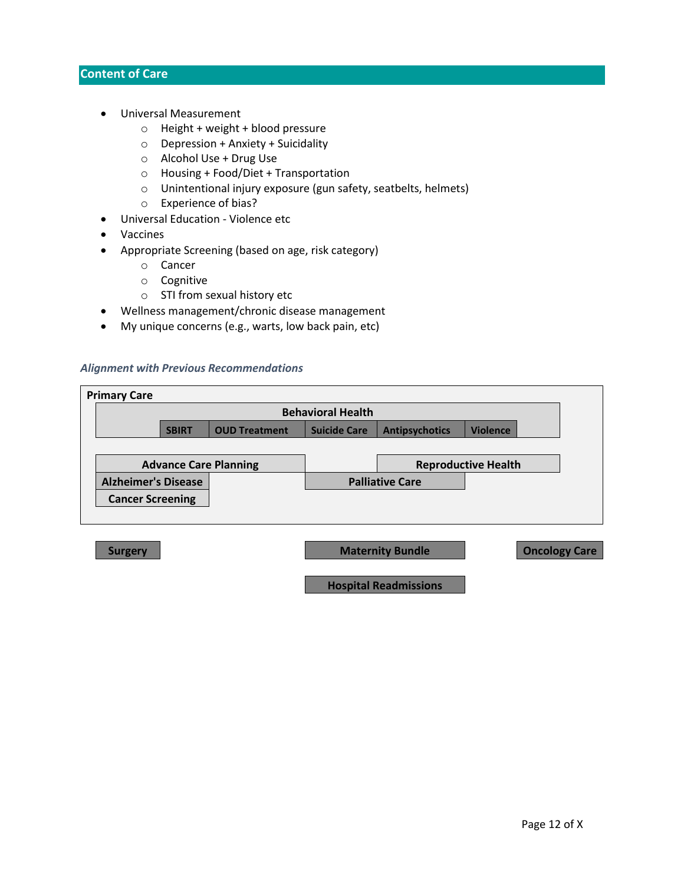## Content of Care

- Universal Measurement
  - Height + weight + blood pressure
  - Depression + Anxiety + Suicidality
  - Alcohol Use + Drug Use
  - Housing + Food/Diet + Transportation
  - Unintentional injury exposure (gun safety, seatbelts, helmets)
  - Experience of bias?
- Universal Education - Violence etc
- Vaccines
- Appropriate Screening (based on age, risk category)
  - Cancer
  - Cognitive
  - STI from sexual history etc
- Wellness management/chronic disease management
- My unique concerns (e.g., warts, low back pain, etc)

### *Alignment with Previous Recommendations*

**Primary Care**

**Behavioral Health**

**SBIRT** | **OUD Treatment** | **Suicide Care** | **Antipsychotics** | **Violence**

**Advance Care Planning**

**Reproductive Health**

**Alzheimer's Disease**

**Palliative Care**

**Cancer Screening**

**Surgery**

**Maternity Bundle**

**Oncology Care**

**Hospital Readmissions**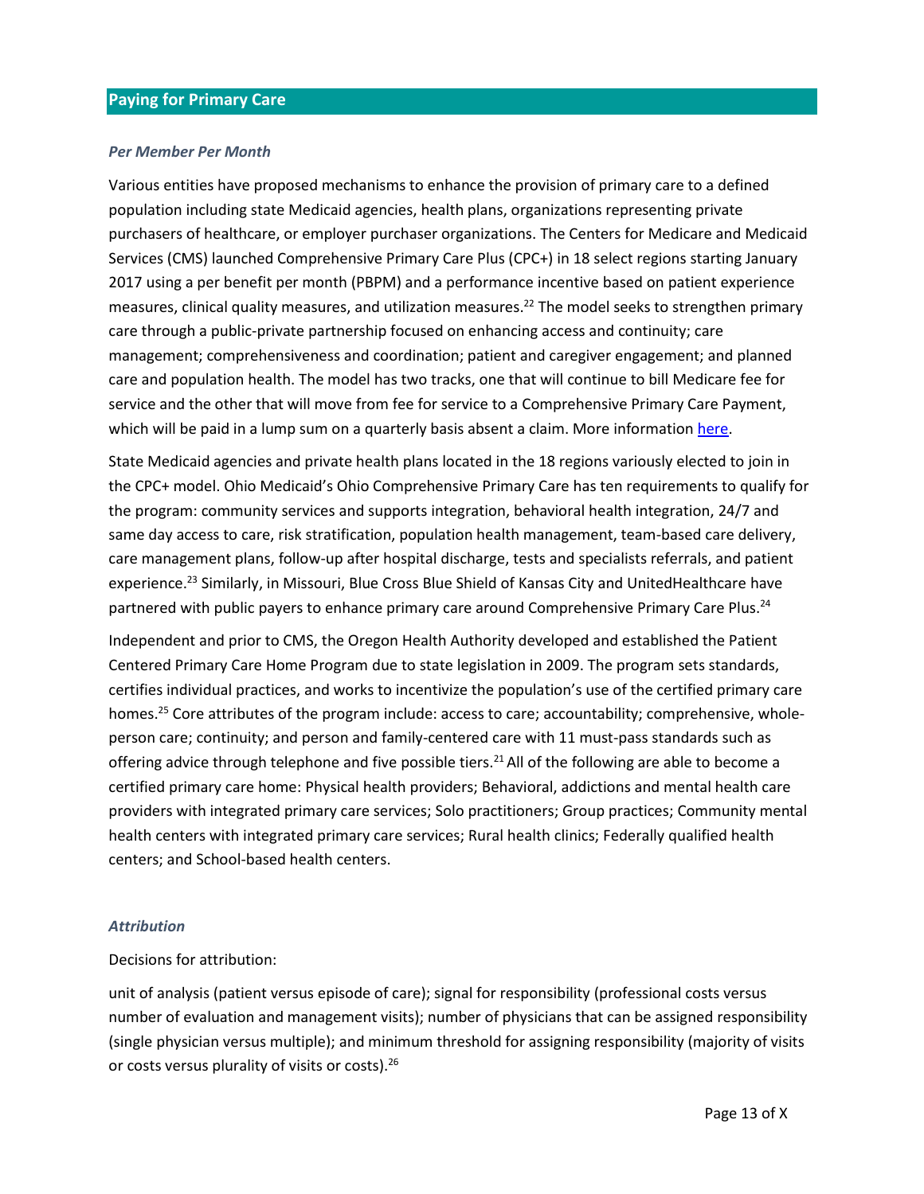## Paying for Primary Care

### *Per Member Per Month*

Various entities have proposed mechanisms to enhance the provision of primary care to a defined population including state Medicaid agencies, health plans, organizations representing private purchasers of healthcare, or employer purchaser organizations. The Centers for Medicare and Medicaid Services (CMS) launched Comprehensive Primary Care Plus (CPC+) in 18 select regions starting January 2017 using a per benefit per month (PBPM) and a performance incentive based on patient experience measures, clinical quality measures, and utilization measures.[22] The model seeks to strengthen primary care through a public-private partnership focused on enhancing access and continuity; care management; comprehensiveness and coordination; patient and caregiver engagement; and planned care and population health. The model has two tracks, one that will continue to bill Medicare fee for service and the other that will move from fee for service to a Comprehensive Primary Care Payment, which will be paid in a lump sum on a quarterly basis absent a claim. More information [here](#).

State Medicaid agencies and private health plans located in the 18 regions variously elected to join in the CPC+ model. Ohio Medicaid's Ohio Comprehensive Primary Care has ten requirements to qualify for the program: community services and supports integration, behavioral health integration, 24/7 and same day access to care, risk stratification, population health management, team-based care delivery, care management plans, follow-up after hospital discharge, tests and specialists referrals, and patient experience.[23] Similarly, in Missouri, Blue Cross Blue Shield of Kansas City and UnitedHealthcare have partnered with public payers to enhance primary care around Comprehensive Primary Care Plus.[24]

Independent and prior to CMS, the Oregon Health Authority developed and established the Patient Centered Primary Care Home Program due to state legislation in 2009. The program sets standards, certifies individual practices, and works to incentivize the population's use of the certified primary care homes.[25] Core attributes of the program include: access to care; accountability; comprehensive, whole-person care; continuity; and person and family-centered care with 11 must-pass standards such as offering advice through telephone and five possible tiers.[21] All of the following are able to become a certified primary care home: Physical health providers; Behavioral, addictions and mental health care providers with integrated primary care services; Solo practitioners; Group practices; Community mental health centers with integrated primary care services; Rural health clinics; Federally qualified health centers; and School-based health centers.

### *Attribution*

Decisions for attribution:

unit of analysis (patient versus episode of care); signal for responsibility (professional costs versus number of evaluation and management visits); number of physicians that can be assigned responsibility (single physician versus multiple); and minimum threshold for assigning responsibility (majority of visits or costs versus plurality of visits or costs).[26]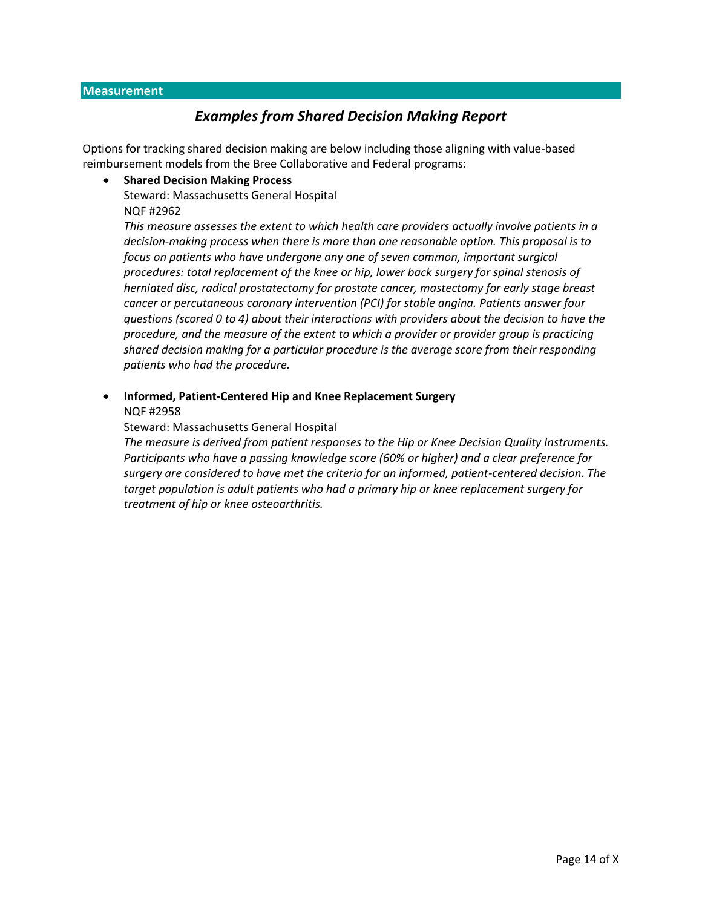## Measurement

### *Examples from Shared Decision Making Report*

Options for tracking shared decision making are below including those aligning with value-based reimbursement models from the Bree Collaborative and Federal programs:

- **Shared Decision Making Process**
  Steward: Massachusetts General Hospital
  NQF #2962
  *This measure assesses the extent to which health care providers actually involve patients in a decision-making process when there is more than one reasonable option. This proposal is to focus on patients who have undergone any one of seven common, important surgical procedures: total replacement of the knee or hip, lower back surgery for spinal stenosis of herniated disc, radical prostatectomy for prostate cancer, mastectomy for early stage breast cancer or percutaneous coronary intervention (PCI) for stable angina. Patients answer four questions (scored 0 to 4) about their interactions with providers about the decision to have the procedure, and the measure of the extent to which a provider or provider group is practicing shared decision making for a particular procedure is the average score from their responding patients who had the procedure.*

- **Informed, Patient-Centered Hip and Knee Replacement Surgery**
  NQF #2958
  Steward: Massachusetts General Hospital
  *The measure is derived from patient responses to the Hip or Knee Decision Quality Instruments. Participants who have a passing knowledge score (60% or higher) and a clear preference for surgery are considered to have met the criteria for an informed, patient-centered decision. The target population is adult patients who had a primary hip or knee replacement surgery for treatment of hip or knee osteoarthritis.*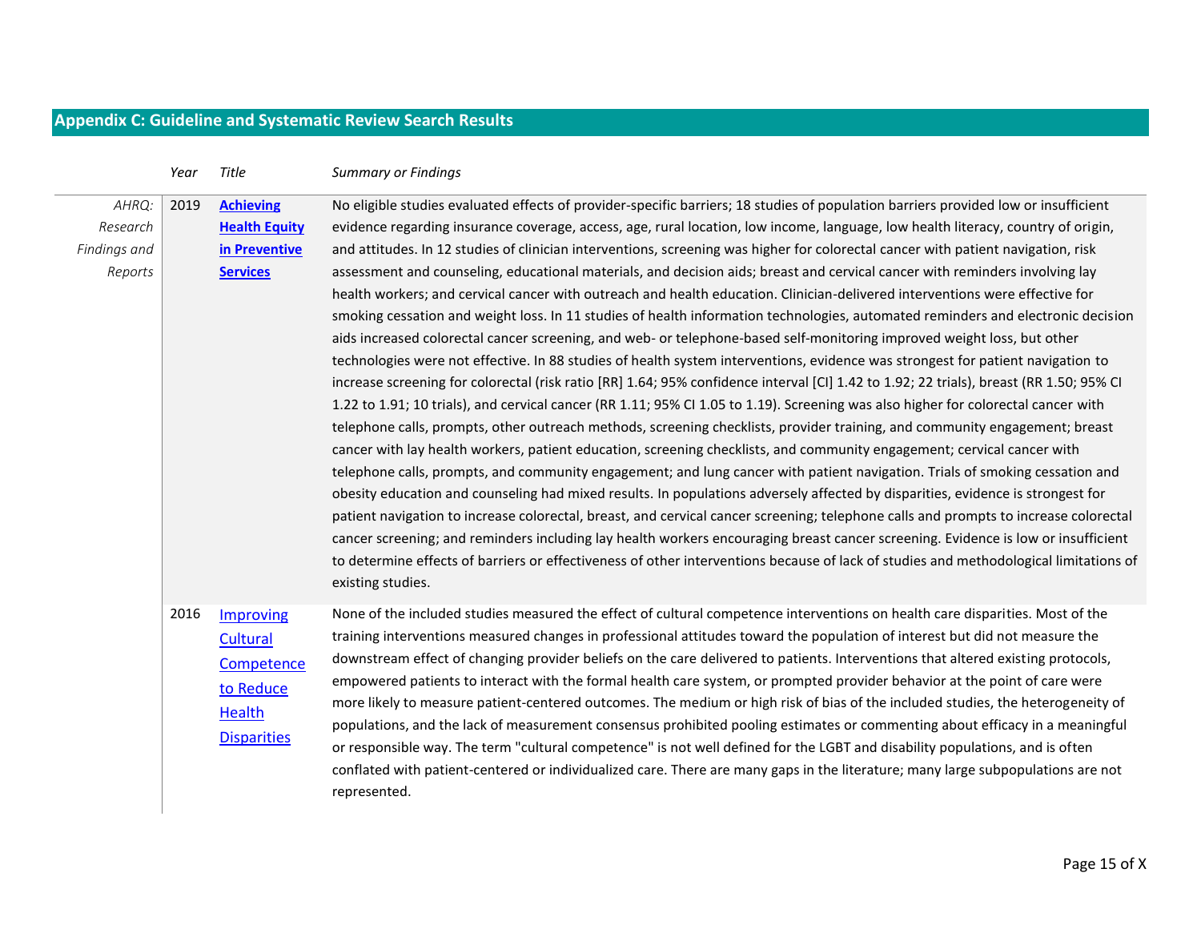## Appendix C: Guideline and Systematic Review Search Results

| | *Year* | *Title* | *Summary or Findings* |
|---|---|---|---|
| *AHRQ: Research Findings and Reports* | 2019 | **Achieving Health Equity in Preventive Services** | No eligible studies evaluated effects of provider-specific barriers; 18 studies of population barriers provided low or insufficient evidence regarding insurance coverage, access, age, rural location, low income, language, low health literacy, country of origin, and attitudes. In 12 studies of clinician interventions, screening was higher for colorectal cancer with patient navigation, risk assessment and counseling, educational materials, and decision aids; breast and cervical cancer with reminders involving lay health workers; and cervical cancer with outreach and health education. Clinician-delivered interventions were effective for smoking cessation and weight loss. In 11 studies of health information technologies, automated reminders and electronic decision aids increased colorectal cancer screening, and web- or telephone-based self-monitoring improved weight loss, but other technologies were not effective. In 88 studies of health system interventions, evidence was strongest for patient navigation to increase screening for colorectal (risk ratio [RR] 1.64; 95% confidence interval [CI] 1.42 to 1.92; 22 trials), breast (RR 1.50; 95% CI 1.22 to 1.91; 10 trials), and cervical cancer (RR 1.11; 95% CI 1.05 to 1.19). Screening was also higher for colorectal cancer with telephone calls, prompts, other outreach methods, screening checklists, provider training, and community engagement; breast cancer with lay health workers, patient education, screening checklists, and community engagement; cervical cancer with telephone calls, prompts, and community engagement; and lung cancer with patient navigation. Trials of smoking cessation and obesity education and counseling had mixed results. In populations adversely affected by disparities, evidence is strongest for patient navigation to increase colorectal, breast, and cervical cancer screening; telephone calls and prompts to increase colorectal cancer screening; and reminders including lay health workers encouraging breast cancer screening. Evidence is low or insufficient to determine effects of barriers or effectiveness of other interventions because of lack of studies and methodological limitations of existing studies. |
| | 2016 | Improving Cultural Competence to Reduce Health Disparities | None of the included studies measured the effect of cultural competence interventions on health care disparities. Most of the training interventions measured changes in professional attitudes toward the population of interest but did not measure the downstream effect of changing provider beliefs on the care delivered to patients. Interventions that altered existing protocols, empowered patients to interact with the formal health care system, or prompted provider behavior at the point of care were more likely to measure patient-centered outcomes. The medium or high risk of bias of the included studies, the heterogeneity of populations, and the lack of measurement consensus prohibited pooling estimates or commenting about efficacy in a meaningful or responsible way. The term "cultural competence" is not well defined for the LGBT and disability populations, and is often conflated with patient-centered or individualized care. There are many gaps in the literature; many large subpopulations are not represented. |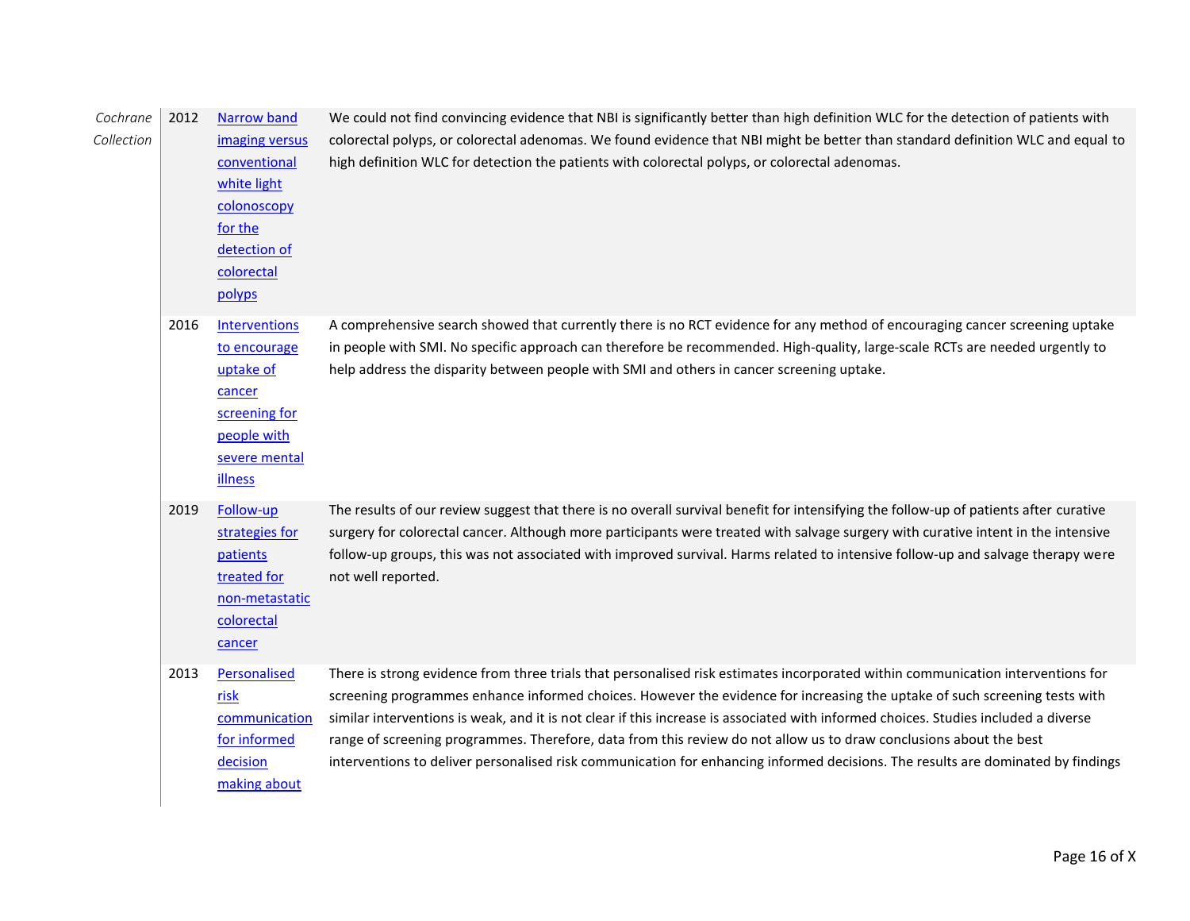| | | | |
|---|---|---|---|
| *Cochrane Collection* | 2012 | Narrow band imaging versus conventional white light colonoscopy for the detection of colorectal polyps | We could not find convincing evidence that NBI is significantly better than high definition WLC for the detection of patients with colorectal polyps, or colorectal adenomas. We found evidence that NBI might be better than standard definition WLC and equal to high definition WLC for detection the patients with colorectal polyps, or colorectal adenomas. |
| | 2016 | Interventions to encourage uptake of cancer screening for people with severe mental illness | A comprehensive search showed that currently there is no RCT evidence for any method of encouraging cancer screening uptake in people with SMI. No specific approach can therefore be recommended. High-quality, large-scale RCTs are needed urgently to help address the disparity between people with SMI and others in cancer screening uptake. |
| | 2019 | Follow-up strategies for patients treated for non-metastatic colorectal cancer | The results of our review suggest that there is no overall survival benefit for intensifying the follow-up of patients after curative surgery for colorectal cancer. Although more participants were treated with salvage surgery with curative intent in the intensive follow-up groups, this was not associated with improved survival. Harms related to intensive follow-up and salvage therapy were not well reported. |
| | 2013 | Personalised risk communication for informed decision making about | There is strong evidence from three trials that personalised risk estimates incorporated within communication interventions for screening programmes enhance informed choices. However the evidence for increasing the uptake of such screening tests with similar interventions is weak, and it is not clear if this increase is associated with informed choices. Studies included a diverse range of screening programmes. Therefore, data from this review do not allow us to draw conclusions about the best interventions to deliver personalised risk communication for enhancing informed decisions. The results are dominated by findings |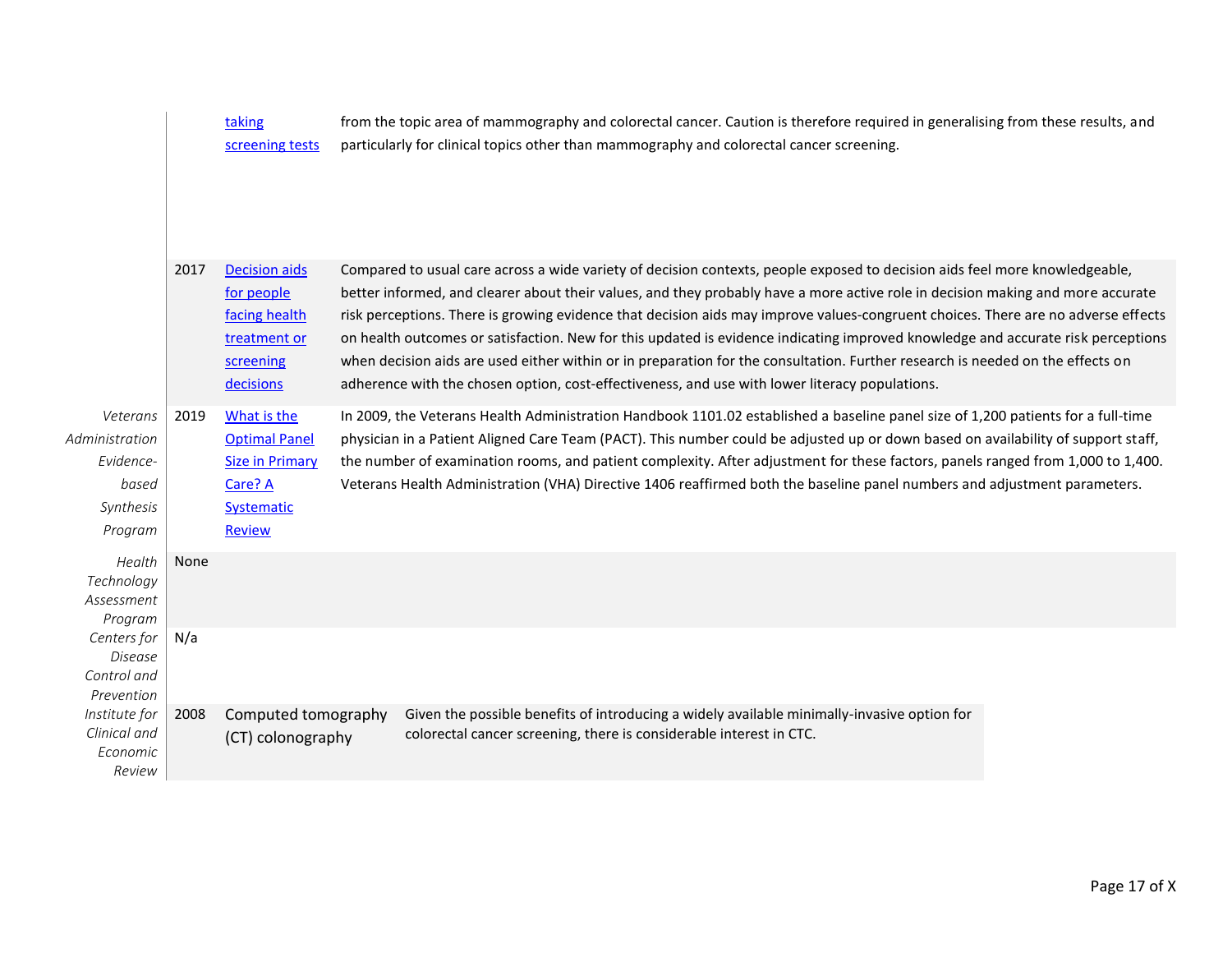| | | | |
|---|---|---|---|
| | | taking screening tests | from the topic area of mammography and colorectal cancer. Caution is therefore required in generalising from these results, and particularly for clinical topics other than mammography and colorectal cancer screening. |
| | 2017 | Decision aids for people facing health treatment or screening decisions | Compared to usual care across a wide variety of decision contexts, people exposed to decision aids feel more knowledgeable, better informed, and clearer about their values, and they probably have a more active role in decision making and more accurate risk perceptions. There is growing evidence that decision aids may improve values-congruent choices. There are no adverse effects on health outcomes or satisfaction. New for this updated is evidence indicating improved knowledge and accurate risk perceptions when decision aids are used either within or in preparation for the consultation. Further research is needed on the effects on adherence with the chosen option, cost-effectiveness, and use with lower literacy populations. |
| *Veterans Administration Evidence-based Synthesis Program* | 2019 | What is the Optimal Panel Size in Primary Care? A Systematic Review | In 2009, the Veterans Health Administration Handbook 1101.02 established a baseline panel size of 1,200 patients for a full-time physician in a Patient Aligned Care Team (PACT). This number could be adjusted up or down based on availability of support staff, the number of examination rooms, and patient complexity. After adjustment for these factors, panels ranged from 1,000 to 1,400. Veterans Health Administration (VHA) Directive 1406 reaffirmed both the baseline panel numbers and adjustment parameters. |
| *Health Technology Assessment Program* | None | | |
| *Centers for Disease Control and Prevention* | N/a | | |
| *Institute for Clinical and Economic Review* | 2008 | Computed tomography (CT) colonography | Given the possible benefits of introducing a widely available minimally-invasive option for colorectal cancer screening, there is considerable interest in CTC. |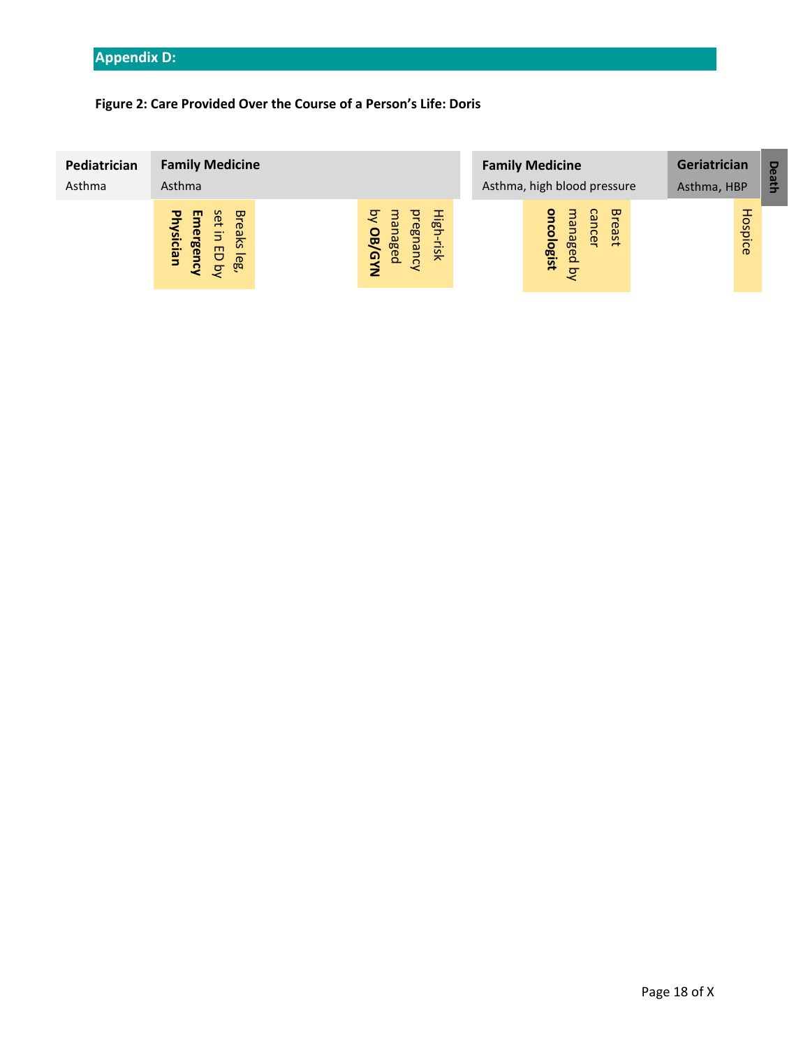## Appendix D:

**Figure 2: Care Provided Over the Course of a Person's Life: Doris**

| **Pediatrician** | **Family Medicine** | **Family Medicine** | **Geriatrician** | **Death** |
|---|---|---|---|---|
| Asthma | Asthma | Asthma, high blood pressure | Asthma, HBP | |
| | Breaks leg, set in ED by **Emergency Physician**; High-risk pregnancy managed by **OB/GYN** | Breast cancer managed by **oncologist** | Hospice | |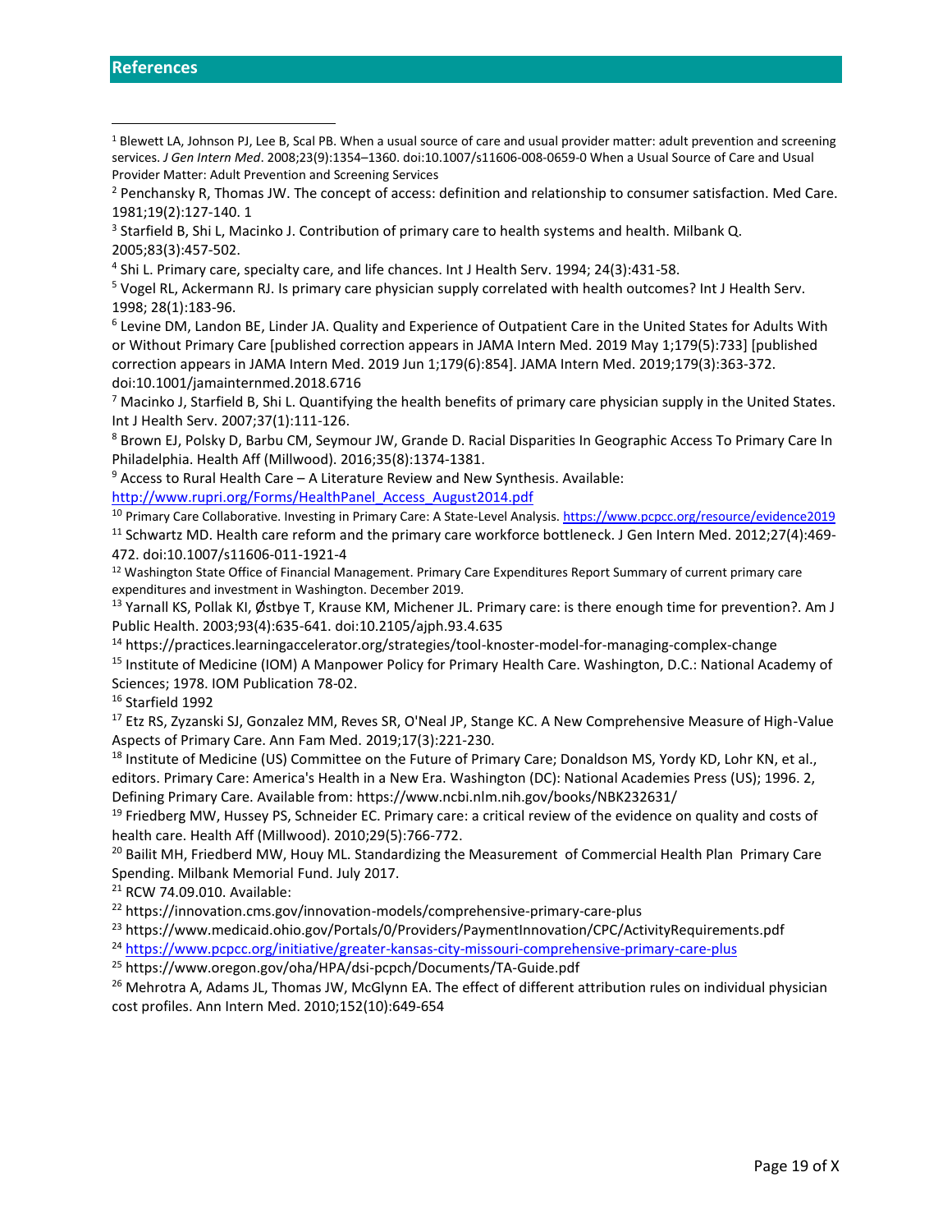## References

[1] Blewett LA, Johnson PJ, Lee B, Scal PB. When a usual source of care and usual provider matter: adult prevention and screening services. *J Gen Intern Med*. 2008;23(9):1354–1360. doi:10.1007/s11606-008-0659-0 When a Usual Source of Care and Usual Provider Matter: Adult Prevention and Screening Services

[2] Penchansky R, Thomas JW. The concept of access: definition and relationship to consumer satisfaction. Med Care. 1981;19(2):127-140. 1

[3] Starfield B, Shi L, Macinko J. Contribution of primary care to health systems and health. Milbank Q. 2005;83(3):457-502.

[4] Shi L. Primary care, specialty care, and life chances. Int J Health Serv. 1994; 24(3):431-58.

[5] Vogel RL, Ackermann RJ. Is primary care physician supply correlated with health outcomes? Int J Health Serv. 1998; 28(1):183-96.

[6] Levine DM, Landon BE, Linder JA. Quality and Experience of Outpatient Care in the United States for Adults With or Without Primary Care [published correction appears in JAMA Intern Med. 2019 May 1;179(5):733] [published correction appears in JAMA Intern Med. 2019 Jun 1;179(6):854]. JAMA Intern Med. 2019;179(3):363-372. doi:10.1001/jamainternmed.2018.6716

[7] Macinko J, Starfield B, Shi L. Quantifying the health benefits of primary care physician supply in the United States. Int J Health Serv. 2007;37(1):111-126.

[8] Brown EJ, Polsky D, Barbu CM, Seymour JW, Grande D. Racial Disparities In Geographic Access To Primary Care In Philadelphia. Health Aff (Millwood). 2016;35(8):1374-1381.

[9] Access to Rural Health Care – A Literature Review and New Synthesis. Available: http://www.rupri.org/Forms/HealthPanel_Access_August2014.pdf

[10] Primary Care Collaborative. Investing in Primary Care: A State-Level Analysis. https://www.pcpcc.org/resource/evidence2019

[11] Schwartz MD. Health care reform and the primary care workforce bottleneck. J Gen Intern Med. 2012;27(4):469-472. doi:10.1007/s11606-011-1921-4

[12] Washington State Office of Financial Management. Primary Care Expenditures Report Summary of current primary care expenditures and investment in Washington. December 2019.

[13] Yarnall KS, Pollak KI, Østbye T, Krause KM, Michener JL. Primary care: is there enough time for prevention?. Am J Public Health. 2003;93(4):635-641. doi:10.2105/ajph.93.4.635

[14] https://practices.learningaccelerator.org/strategies/tool-knoster-model-for-managing-complex-change

[15] Institute of Medicine (IOM) A Manpower Policy for Primary Health Care. Washington, D.C.: National Academy of Sciences; 1978. IOM Publication 78-02.

[16] Starfield 1992

[17] Etz RS, Zyzanski SJ, Gonzalez MM, Reves SR, O'Neal JP, Stange KC. A New Comprehensive Measure of High-Value Aspects of Primary Care. Ann Fam Med. 2019;17(3):221-230.

[18] Institute of Medicine (US) Committee on the Future of Primary Care; Donaldson MS, Yordy KD, Lohr KN, et al., editors. Primary Care: America's Health in a New Era. Washington (DC): National Academies Press (US); 1996. 2, Defining Primary Care. Available from: https://www.ncbi.nlm.nih.gov/books/NBK232631/

[19] Friedberg MW, Hussey PS, Schneider EC. Primary care: a critical review of the evidence on quality and costs of health care. Health Aff (Millwood). 2010;29(5):766-772.

[20] Bailit MH, Friedberg MW, Houy ML. Standardizing the Measurement of Commercial Health Plan Primary Care Spending. Milbank Memorial Fund. July 2017.

[21] RCW 74.09.010. Available:

[22] https://innovation.cms.gov/innovation-models/comprehensive-primary-care-plus

[23] https://www.medicaid.ohio.gov/Portals/0/Providers/PaymentInnovation/CPC/ActivityRequirements.pdf

[24] https://www.pcpcc.org/initiative/greater-kansas-city-missouri-comprehensive-primary-care-plus

[25] https://www.oregon.gov/oha/HPA/dsi-pcpch/Documents/TA-Guide.pdf

[26] Mehrotra A, Adams JL, Thomas JW, McGlynn EA. The effect of different attribution rules on individual physician cost profiles. Ann Intern Med. 2010;152(10):649-654